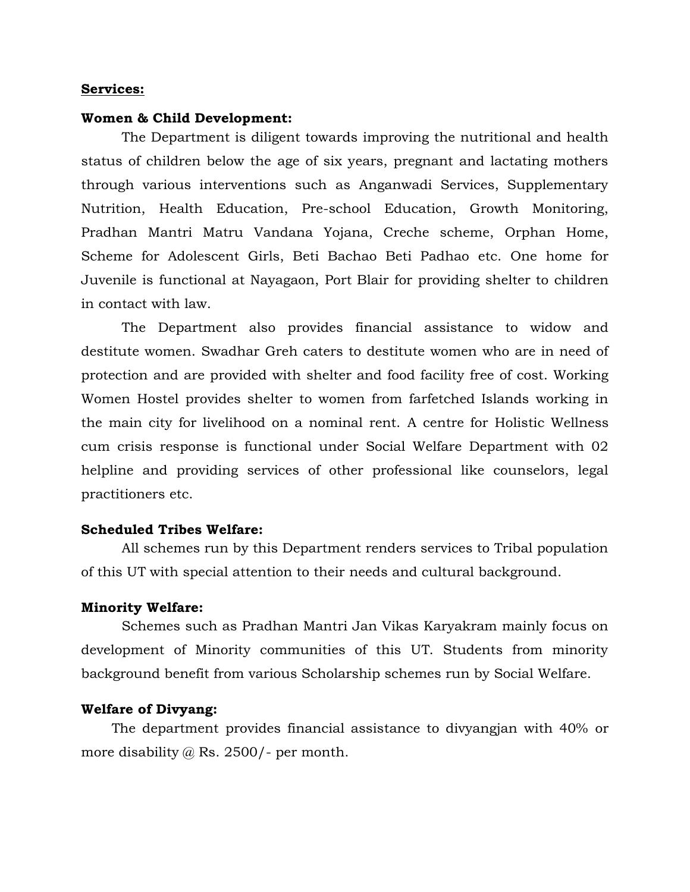## Services:

### Women & Child Development:

The Department is diligent towards improving the nutritional and health status of children below the age of six years, pregnant and lactating mothers through various interventions such as Anganwadi Services, Supplementary Nutrition, Health Education, Pre-school Education, Growth Monitoring, Pradhan Mantri Matru Vandana Yojana, Creche scheme, Orphan Home, Scheme for Adolescent Girls, Beti Bachao Beti Padhao etc. One home for Juvenile is functional at Nayagaon, Port Blair for providing shelter to children in contact with law.

The Department also provides financial assistance to widow and destitute women. Swadhar Greh caters to destitute women who are in need of protection and are provided with shelter and food facility free of cost. Working Women Hostel provides shelter to women from farfetched Islands working in the main city for livelihood on a nominal rent. A centre for Holistic Wellness cum crisis response is functional under Social Welfare Department with 02 helpline and providing services of other professional like counselors, legal practitioners etc.

### Scheduled Tribes Welfare:

All schemes run by this Department renders services to Tribal population of this UT with special attention to their needs and cultural background.

### Minority Welfare:

Schemes such as Pradhan Mantri Jan Vikas Karyakram mainly focus on development of Minority communities of this UT. Students from minority background benefit from various Scholarship schemes run by Social Welfare.

### Welfare of Divyang:

The department provides financial assistance to divyangjan with 40% or more disability @ Rs. 2500/- per month.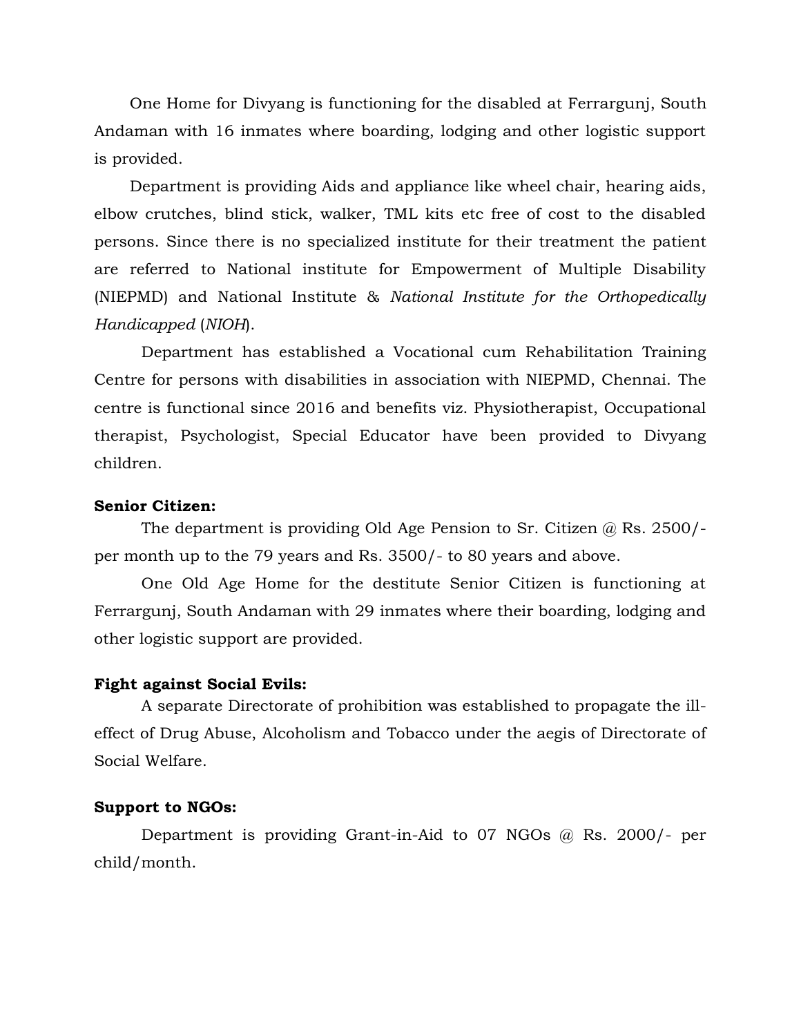One Home for Divyang is functioning for the disabled at Ferrargunj, South Andaman with 16 inmates where boarding, lodging and other logistic support is provided.

Department is providing Aids and appliance like wheel chair, hearing aids, elbow crutches, blind stick, walker, TML kits etc free of cost to the disabled persons. Since there is no specialized institute for their treatment the patient are referred to National institute for Empowerment of Multiple Disability (NIEPMD) and National Institute & *National Institute for the Orthopedically Handicapped* (*NIOH*).

Department has established a Vocational cum Rehabilitation Training Centre for persons with disabilities in association with NIEPMD, Chennai. The centre is functional since 2016 and benefits viz. Physiotherapist, Occupational therapist, Psychologist, Special Educator have been provided to Divyang children.

**Senior Citizen:**

The department is providing Old Age Pension to Sr. Citizen @ Rs. 2500/- per month up to the 79 years and Rs. 3500/- to 80 years and above.

One Old Age Home for the destitute Senior Citizen is functioning at Ferrargunj, South Andaman with 29 inmates where their boarding, lodging and other logistic support are provided.

**Fight against Social Evils:**

A separate Directorate of prohibition was established to propagate the ill-effect of Drug Abuse, Alcoholism and Tobacco under the aegis of Directorate of Social Welfare.

**Support to NGOs:**

Department is providing Grant-in-Aid to 07 NGOs @ Rs. 2000/- per child/month.